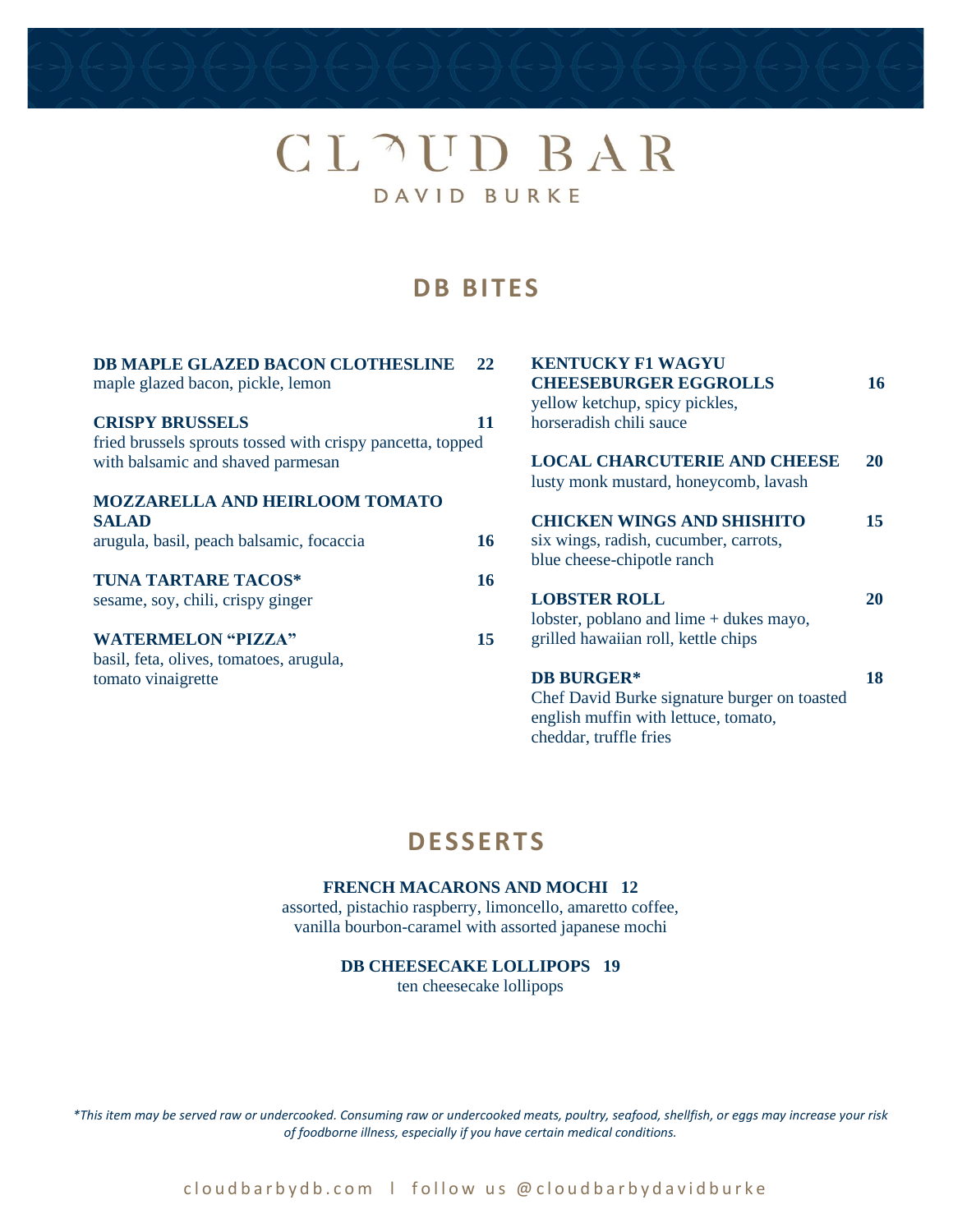# CLOUD BAR

DAVID BURKE

## DB BITES

**DB MAPLE GLAZED BACON CLOTHESLINE** **22**
maple glazed bacon, pickle, lemon

**CRISPY BRUSSELS** **11**
fried brussels sprouts tossed with crispy pancetta, topped with balsamic and shaved parmesan

**MOZZARELLA AND HEIRLOOM TOMATO SALAD** **16**
arugula, basil, peach balsamic, focaccia

**TUNA TARTARE TACOS*** **16**
sesame, soy, chili, crispy ginger

**WATERMELON "PIZZA"** **15**
basil, feta, olives, tomatoes, arugula, tomato vinaigrette

**KENTUCKY F1 WAGYU CHEESEBURGER EGGROLLS** **16**
yellow ketchup, spicy pickles, horseradish chili sauce

**LOCAL CHARCUTERIE AND CHEESE** **20**
lusty monk mustard, honeycomb, lavash

**CHICKEN WINGS AND SHISHITO** **15**
six wings, radish, cucumber, carrots, blue cheese-chipotle ranch

**LOBSTER ROLL** **20**
lobster, poblano and lime + dukes mayo, grilled hawaiian roll, kettle chips

**DB BURGER*** **18**
Chef David Burke signature burger on toasted english muffin with lettuce, tomato, cheddar, truffle fries

## DESSERTS

**FRENCH MACARONS AND MOCHI** **12**
assorted, pistachio raspberry, limoncello, amaretto coffee, vanilla bourbon-caramel with assorted japanese mochi

**DB CHEESECAKE LOLLIPOPS** **19**
ten cheesecake lollipops

*\*This item may be served raw or undercooked. Consuming raw or undercooked meats, poultry, seafood, shellfish, or eggs may increase your risk of foodborne illness, especially if you have certain medical conditions.*

cloudbarbydb.com l follow us @cloudbarbydavidburke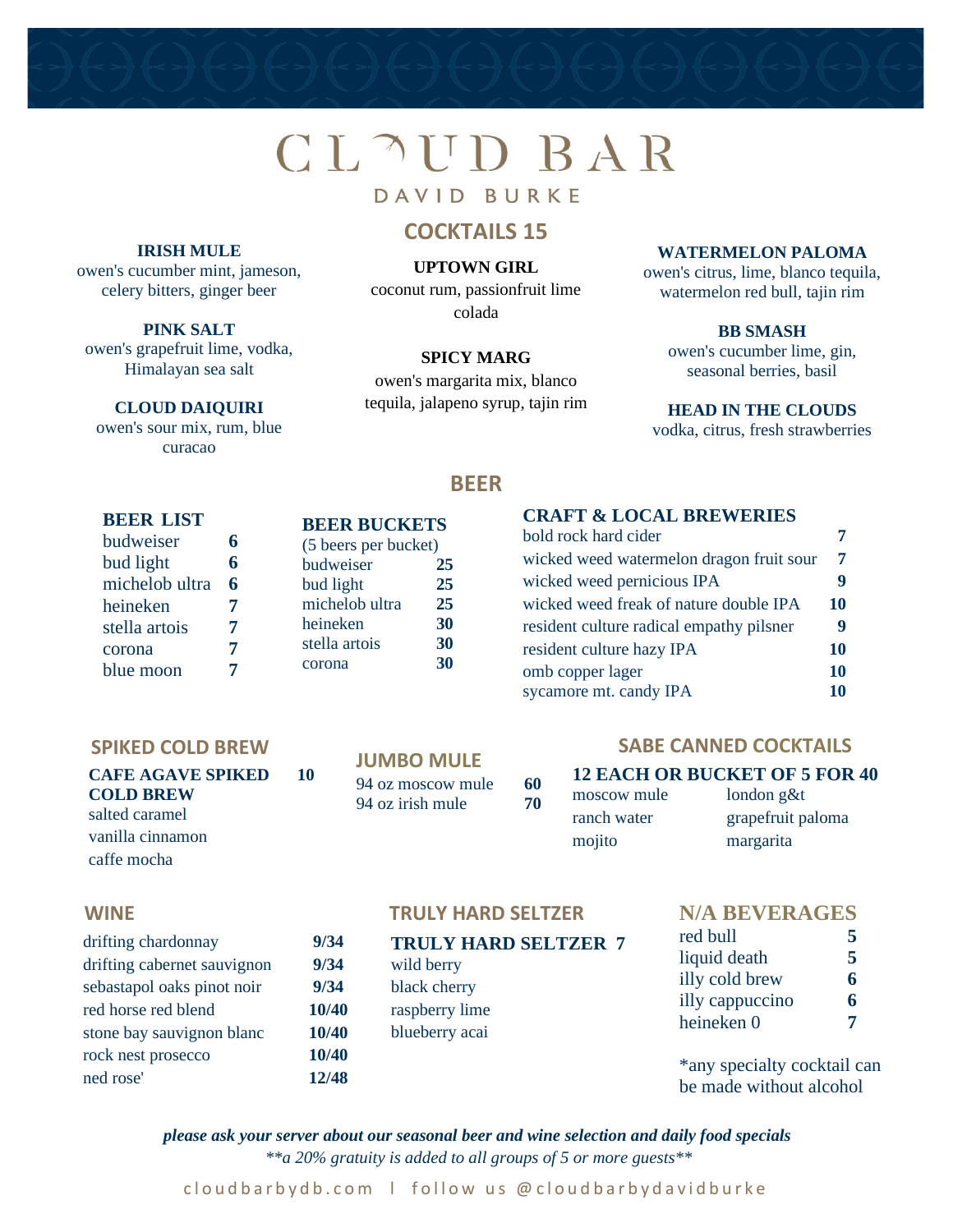# CLOUD BAR

DAVID BURKE

## COCKTAILS 15

**IRISH MULE**
owen's cucumber mint, jameson, celery bitters, ginger beer

**PINK SALT**
owen's grapefruit lime, vodka, Himalayan sea salt

**CLOUD DAIQUIRI**
owen's sour mix, rum, blue curacao

**UPTOWN GIRL**
coconut rum, passionfruit lime colada

**SPICY MARG**
owen's margarita mix, blanco tequila, jalapeno syrup, tajin rim

**WATERMELON PALOMA**
owen's citrus, lime, blanco tequila, watermelon red bull, tajin rim

**BB SMASH**
owen's cucumber lime, gin, seasonal berries, basil

**HEAD IN THE CLOUDS**
vodka, citrus, fresh strawberries

## BEER

### BEER LIST

| | |
|---|---|
| budweiser | **6** |
| bud light | **6** |
| michelob ultra | **6** |
| heineken | **7** |
| stella artois | **7** |
| corona | **7** |
| blue moon | **7** |

### BEER BUCKETS

(5 beers per bucket)

| | |
|---|---|
| budweiser | **25** |
| bud light | **25** |
| michelob ultra | **25** |
| heineken | **30** |
| stella artois | **30** |
| corona | **30** |

### CRAFT & LOCAL BREWERIES

| | |
|---|---|
| bold rock hard cider | **7** |
| wicked weed watermelon dragon fruit sour | **7** |
| wicked weed pernicious IPA | **9** |
| wicked weed freak of nature double IPA | **10** |
| resident culture radical empathy pilsner | **9** |
| resident culture hazy IPA | **10** |
| omb copper lager | **10** |
| sycamore mt. candy IPA | **10** |

## SPIKED COLD BREW

**CAFE AGAVE SPIKED COLD BREW 10**

salted caramel
vanilla cinnamon
caffe mocha

## JUMBO MULE

| | |
|---|---|
| 94 oz moscow mule | **60** |
| 94 oz irish mule | **70** |

## SABE CANNED COCKTAILS

**12 EACH OR BUCKET OF 5 FOR 40**

| | |
|---|---|
| moscow mule | london g&t |
| ranch water | grapefruit paloma |
| mojito | margarita |

## WINE

| | |
|---|---|
| drifting chardonnay | **9/34** |
| drifting cabernet sauvignon | **9/34** |
| sebastapol oaks pinot noir | **9/34** |
| red horse red blend | **10/40** |
| stone bay sauvignon blanc | **10/40** |
| rock nest prosecco | **10/40** |
| ned rose' | **12/48** |

## TRULY HARD SELTZER

**TRULY HARD SELTZER 7**

wild berry
black cherry
raspberry lime
blueberry acai

## N/A BEVERAGES

| | |
|---|---|
| red bull | **5** |
| liquid death | **5** |
| illy cold brew | **6** |
| illy cappuccino | **6** |
| heineken 0 | **7** |

*any specialty cocktail can be made without alcohol

***please ask your server about our seasonal beer and wine selection and daily food specials***

*\*\*a 20% gratuity is added to all groups of 5 or more guests\*\**

cloudbarbydb.com | follow us @cloudbarbydavidburke